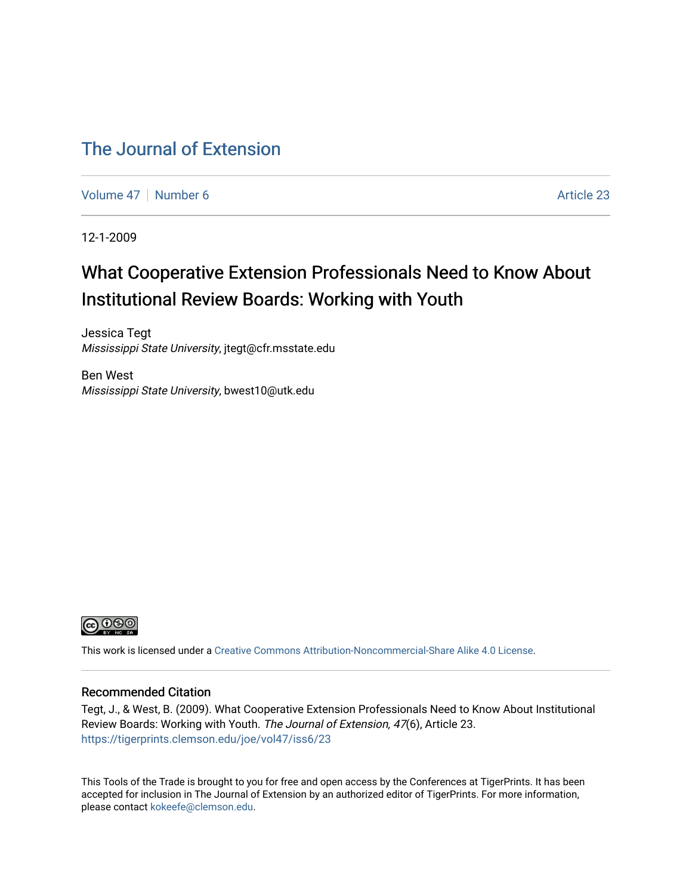## The Journal of Extension

Volume 47 | Number 6 Article 23

12-1-2009

# What Cooperative Extension Professionals Need to Know About Institutional Review Boards: Working with Youth

Jessica Tegt
*Mississippi State University*, jtegt@cfr.msstate.edu

Ben West
*Mississippi State University*, bwest10@utk.edu

This work is licensed under a Creative Commons Attribution-Noncommercial-Share Alike 4.0 License.

### Recommended Citation

Tegt, J., & West, B. (2009). What Cooperative Extension Professionals Need to Know About Institutional Review Boards: Working with Youth. *The Journal of Extension, 47*(6), Article 23. https://tigerprints.clemson.edu/joe/vol47/iss6/23

This Tools of the Trade is brought to you for free and open access by the Conferences at TigerPrints. It has been accepted for inclusion in The Journal of Extension by an authorized editor of TigerPrints. For more information, please contact kokeefe@clemson.edu.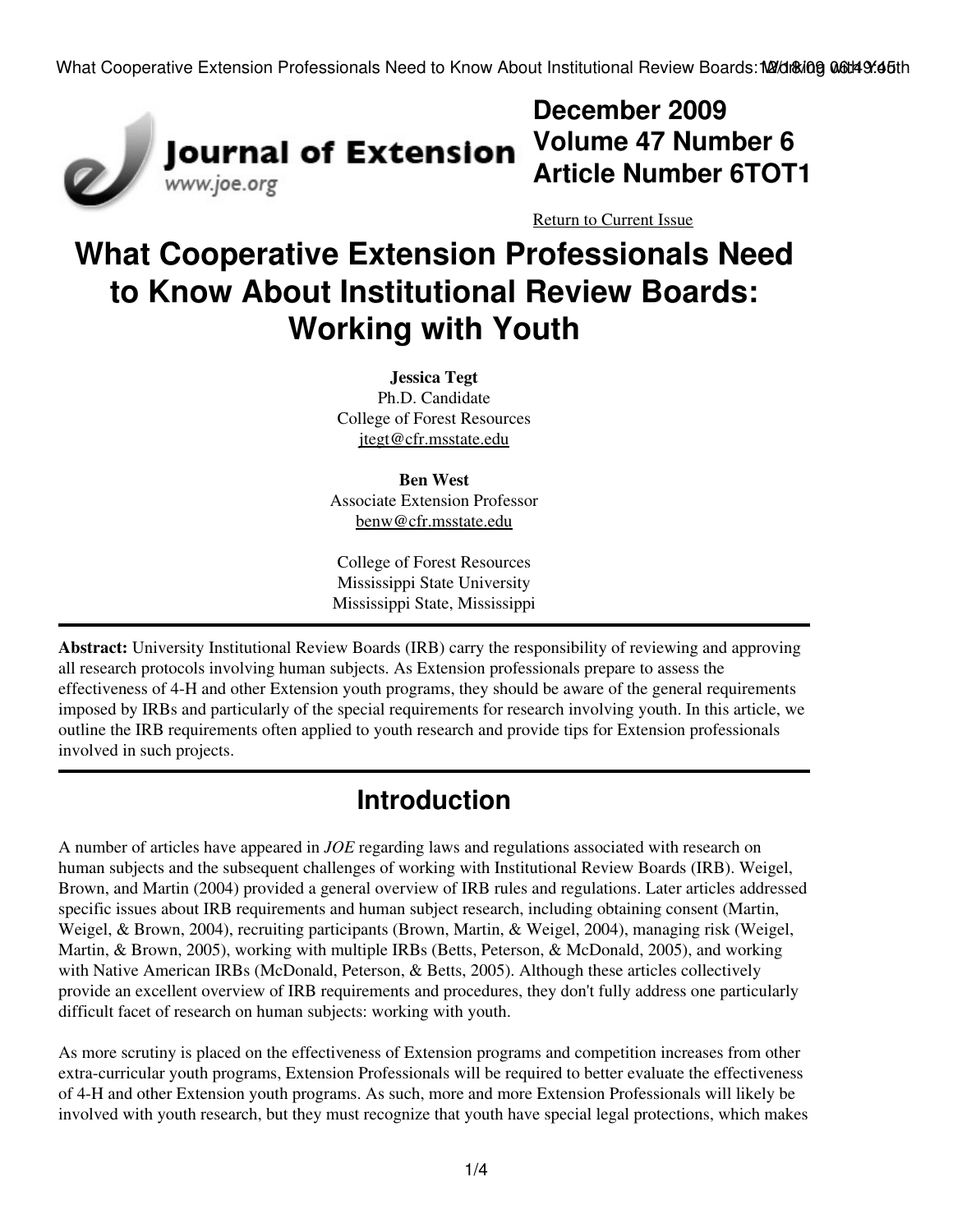**December 2009**
**Volume 47 Number 6**
**Article Number 6TOT1**

Return to Current Issue

# What Cooperative Extension Professionals Need to Know About Institutional Review Boards: Working with Youth

**Jessica Tegt**
Ph.D. Candidate
College of Forest Resources
jtegt@cfr.msstate.edu

**Ben West**
Associate Extension Professor
benw@cfr.msstate.edu

College of Forest Resources
Mississippi State University
Mississippi State, Mississippi

---

**Abstract:** University Institutional Review Boards (IRB) carry the responsibility of reviewing and approving all research protocols involving human subjects. As Extension professionals prepare to assess the effectiveness of 4-H and other Extension youth programs, they should be aware of the general requirements imposed by IRBs and particularly of the special requirements for research involving youth. In this article, we outline the IRB requirements often applied to youth research and provide tips for Extension professionals involved in such projects.

---

## Introduction

A number of articles have appeared in *JOE* regarding laws and regulations associated with research on human subjects and the subsequent challenges of working with Institutional Review Boards (IRB). Weigel, Brown, and Martin (2004) provided a general overview of IRB rules and regulations. Later articles addressed specific issues about IRB requirements and human subject research, including obtaining consent (Martin, Weigel, & Brown, 2004), recruiting participants (Brown, Martin, & Weigel, 2004), managing risk (Weigel, Martin, & Brown, 2005), working with multiple IRBs (Betts, Peterson, & McDonald, 2005), and working with Native American IRBs (McDonald, Peterson, & Betts, 2005). Although these articles collectively provide an excellent overview of IRB requirements and procedures, they don't fully address one particularly difficult facet of research on human subjects: working with youth.

As more scrutiny is placed on the effectiveness of Extension programs and competition increases from other extra-curricular youth programs, Extension Professionals will be required to better evaluate the effectiveness of 4-H and other Extension youth programs. As such, more and more Extension Professionals will likely be involved with youth research, but they must recognize that youth have special legal protections, which makes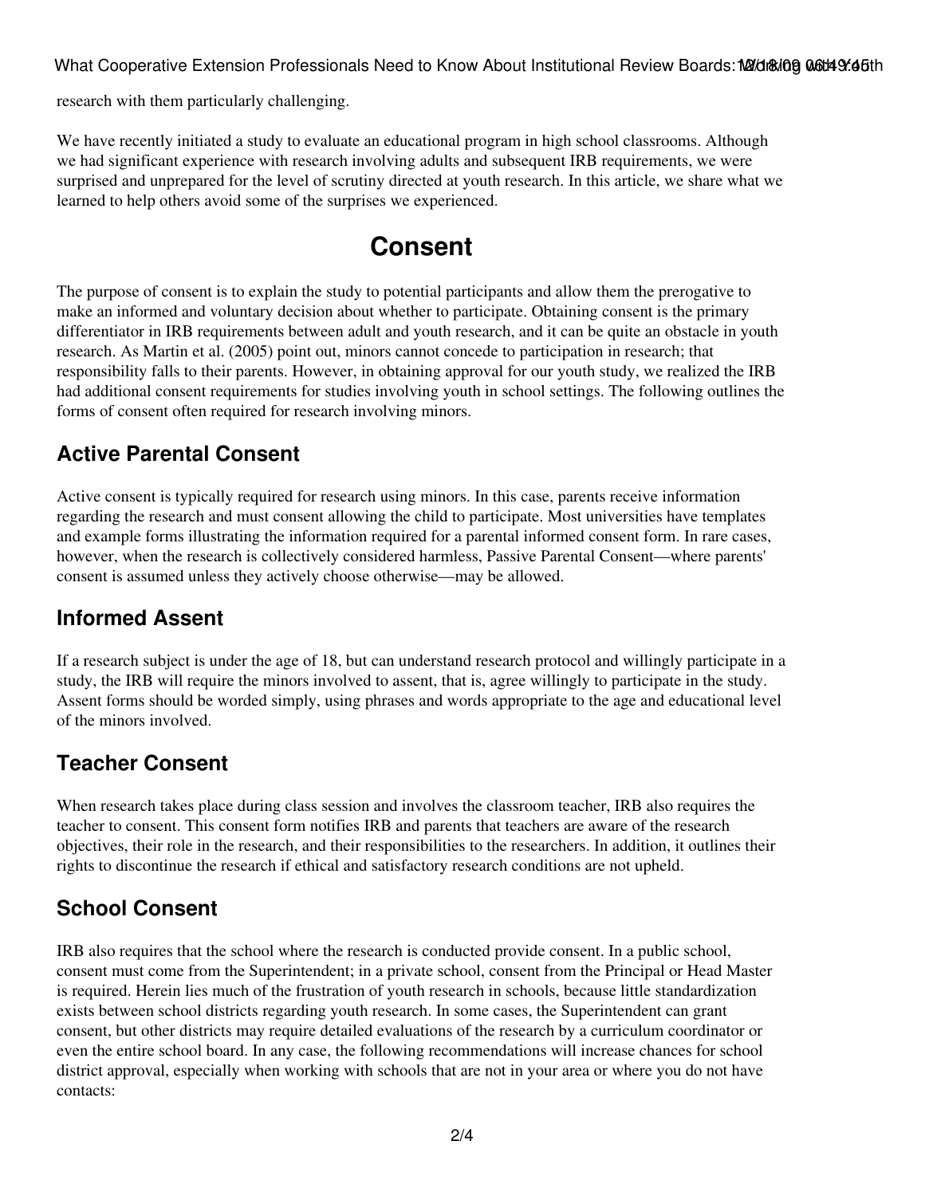research with them particularly challenging.

We have recently initiated a study to evaluate an educational program in high school classrooms. Although we had significant experience with research involving adults and subsequent IRB requirements, we were surprised and unprepared for the level of scrutiny directed at youth research. In this article, we share what we learned to help others avoid some of the surprises we experienced.

# Consent

The purpose of consent is to explain the study to potential participants and allow them the prerogative to make an informed and voluntary decision about whether to participate. Obtaining consent is the primary differentiator in IRB requirements between adult and youth research, and it can be quite an obstacle in youth research. As Martin et al. (2005) point out, minors cannot concede to participation in research; that responsibility falls to their parents. However, in obtaining approval for our youth study, we realized the IRB had additional consent requirements for studies involving youth in school settings. The following outlines the forms of consent often required for research involving minors.

## Active Parental Consent

Active consent is typically required for research using minors. In this case, parents receive information regarding the research and must consent allowing the child to participate. Most universities have templates and example forms illustrating the information required for a parental informed consent form. In rare cases, however, when the research is collectively considered harmless, Passive Parental Consent—where parents' consent is assumed unless they actively choose otherwise—may be allowed.

## Informed Assent

If a research subject is under the age of 18, but can understand research protocol and willingly participate in a study, the IRB will require the minors involved to assent, that is, agree willingly to participate in the study. Assent forms should be worded simply, using phrases and words appropriate to the age and educational level of the minors involved.

## Teacher Consent

When research takes place during class session and involves the classroom teacher, IRB also requires the teacher to consent. This consent form notifies IRB and parents that teachers are aware of the research objectives, their role in the research, and their responsibilities to the researchers. In addition, it outlines their rights to discontinue the research if ethical and satisfactory research conditions are not upheld.

## School Consent

IRB also requires that the school where the research is conducted provide consent. In a public school, consent must come from the Superintendent; in a private school, consent from the Principal or Head Master is required. Herein lies much of the frustration of youth research in schools, because little standardization exists between school districts regarding youth research. In some cases, the Superintendent can grant consent, but other districts may require detailed evaluations of the research by a curriculum coordinator or even the entire school board. In any case, the following recommendations will increase chances for school district approval, especially when working with schools that are not in your area or where you do not have contacts: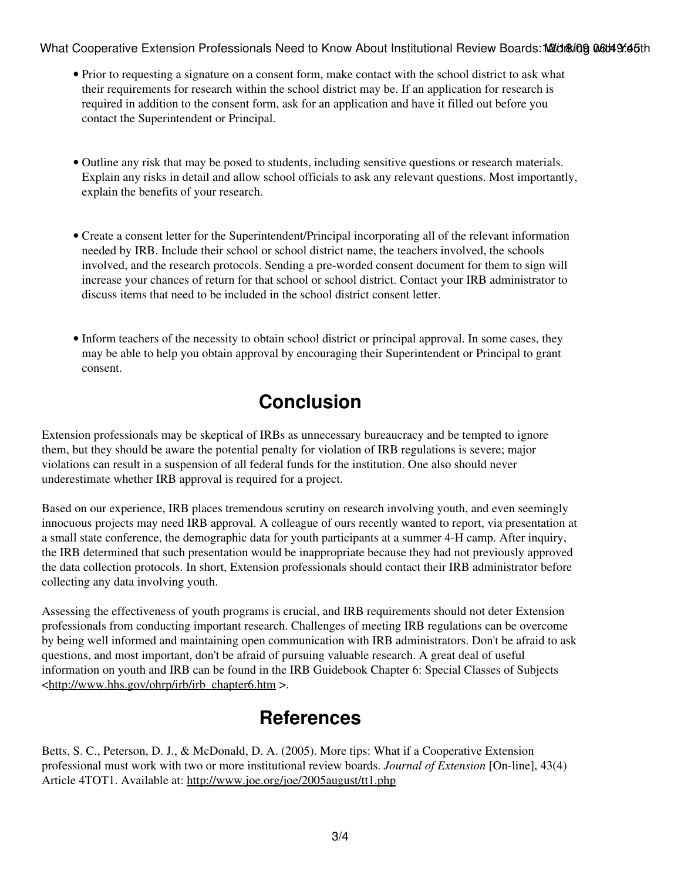- Prior to requesting a signature on a consent form, make contact with the school district to ask what their requirements for research within the school district may be. If an application for research is required in addition to the consent form, ask for an application and have it filled out before you contact the Superintendent or Principal.

- Outline any risk that may be posed to students, including sensitive questions or research materials. Explain any risks in detail and allow school officials to ask any relevant questions. Most importantly, explain the benefits of your research.

- Create a consent letter for the Superintendent/Principal incorporating all of the relevant information needed by IRB. Include their school or school district name, the teachers involved, the schools involved, and the research protocols. Sending a pre-worded consent document for them to sign will increase your chances of return for that school or school district. Contact your IRB administrator to discuss items that need to be included in the school district consent letter.

- Inform teachers of the necessity to obtain school district or principal approval. In some cases, they may be able to help you obtain approval by encouraging their Superintendent or Principal to grant consent.

## Conclusion

Extension professionals may be skeptical of IRBs as unnecessary bureaucracy and be tempted to ignore them, but they should be aware the potential penalty for violation of IRB regulations is severe; major violations can result in a suspension of all federal funds for the institution. One also should never underestimate whether IRB approval is required for a project.

Based on our experience, IRB places tremendous scrutiny on research involving youth, and even seemingly innocuous projects may need IRB approval. A colleague of ours recently wanted to report, via presentation at a small state conference, the demographic data for youth participants at a summer 4-H camp. After inquiry, the IRB determined that such presentation would be inappropriate because they had not previously approved the data collection protocols. In short, Extension professionals should contact their IRB administrator before collecting any data involving youth.

Assessing the effectiveness of youth programs is crucial, and IRB requirements should not deter Extension professionals from conducting important research. Challenges of meeting IRB regulations can be overcome by being well informed and maintaining open communication with IRB administrators. Don't be afraid to ask questions, and most important, don't be afraid of pursuing valuable research. A great deal of useful information on youth and IRB can be found in the IRB Guidebook Chapter 6: Special Classes of Subjects <http://www.hhs.gov/ohrp/irb/irb_chapter6.htm >.

## References

Betts, S. C., Peterson, D. J., & McDonald, D. A. (2005). More tips: What if a Cooperative Extension professional must work with two or more institutional review boards. *Journal of Extension* [On-line], 43(4) Article 4TOT1. Available at: http://www.joe.org/joe/2005august/tt1.php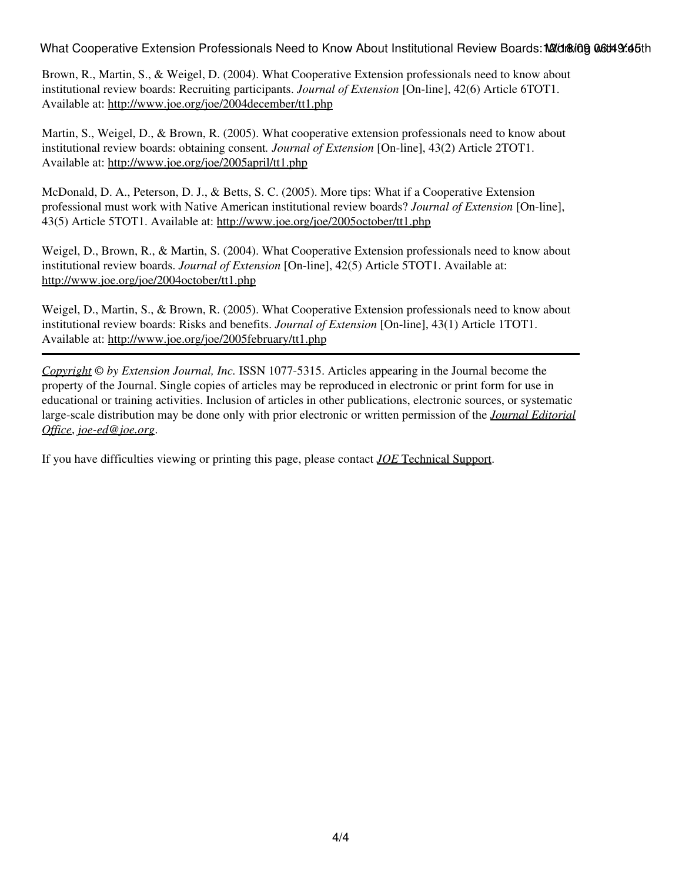Brown, R., Martin, S., & Weigel, D. (2004). What Cooperative Extension professionals need to know about institutional review boards: Recruiting participants. *Journal of Extension* [On-line], 42(6) Article 6TOT1. Available at: http://www.joe.org/joe/2004december/tt1.php

Martin, S., Weigel, D., & Brown, R. (2005). What cooperative extension professionals need to know about institutional review boards: obtaining consent. *Journal of Extension* [On-line], 43(2) Article 2TOT1. Available at: http://www.joe.org/joe/2005april/tt1.php

McDonald, D. A., Peterson, D. J., & Betts, S. C. (2005). More tips: What if a Cooperative Extension professional must work with Native American institutional review boards? *Journal of Extension* [On-line], 43(5) Article 5TOT1. Available at: http://www.joe.org/joe/2005october/tt1.php

Weigel, D., Brown, R., & Martin, S. (2004). What Cooperative Extension professionals need to know about institutional review boards. *Journal of Extension* [On-line], 42(5) Article 5TOT1. Available at: http://www.joe.org/joe/2004october/tt1.php

Weigel, D., Martin, S., & Brown, R. (2005). What Cooperative Extension professionals need to know about institutional review boards: Risks and benefits. *Journal of Extension* [On-line], 43(1) Article 1TOT1. Available at: http://www.joe.org/joe/2005february/tt1.php

---

*Copyright © by Extension Journal, Inc.* ISSN 1077-5315. Articles appearing in the Journal become the property of the Journal. Single copies of articles may be reproduced in electronic or print form for use in educational or training activities. Inclusion of articles in other publications, electronic sources, or systematic large-scale distribution may be done only with prior electronic or written permission of the ***Journal Editorial Office***, *joe-ed@joe.org*.

If you have difficulties viewing or printing this page, please contact ***JOE*** Technical Support.